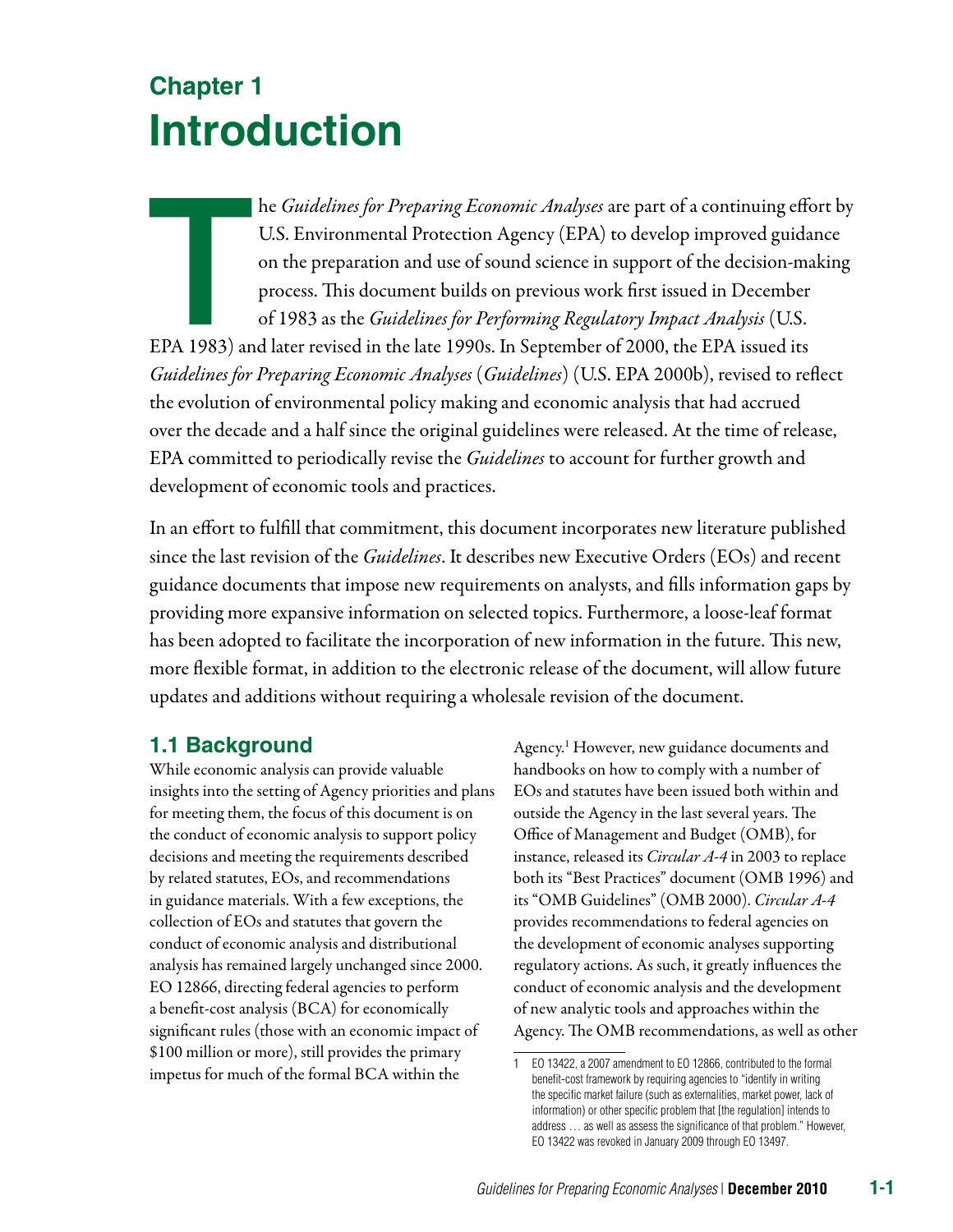# Chapter 1
# Introduction

The *Guidelines for Preparing Economic Analyses* are part of a continuing effort by U.S. Environmental Protection Agency (EPA) to develop improved guidance on the preparation and use of sound science in support of the decision-making process. This document builds on previous work first issued in December of 1983 as the *Guidelines for Performing Regulatory Impact Analysis* (U.S. EPA 1983) and later revised in the late 1990s. In September of 2000, the EPA issued its *Guidelines for Preparing Economic Analyses* (*Guidelines*) (U.S. EPA 2000b), revised to reflect the evolution of environmental policy making and economic analysis that had accrued over the decade and a half since the original guidelines were released. At the time of release, EPA committed to periodically revise the *Guidelines* to account for further growth and development of economic tools and practices.

In an effort to fulfill that commitment, this document incorporates new literature published since the last revision of the *Guidelines*. It describes new Executive Orders (EOs) and recent guidance documents that impose new requirements on analysts, and fills information gaps by providing more expansive information on selected topics. Furthermore, a loose-leaf format has been adopted to facilitate the incorporation of new information in the future. This new, more flexible format, in addition to the electronic release of the document, will allow future updates and additions without requiring a wholesale revision of the document.

## 1.1 Background

While economic analysis can provide valuable insights into the setting of Agency priorities and plans for meeting them, the focus of this document is on the conduct of economic analysis to support policy decisions and meeting the requirements described by related statutes, EOs, and recommendations in guidance materials. With a few exceptions, the collection of EOs and statutes that govern the conduct of economic analysis and distributional analysis has remained largely unchanged since 2000. EO 12866, directing federal agencies to perform a benefit-cost analysis (BCA) for economically significant rules (those with an economic impact of $100 million or more), still provides the primary impetus for much of the formal BCA within the Agency.[1] However, new guidance documents and handbooks on how to comply with a number of EOs and statutes have been issued both within and outside the Agency in the last several years. The Office of Management and Budget (OMB), for instance, released its *Circular A-4* in 2003 to replace both its "Best Practices" document (OMB 1996) and its "OMB Guidelines" (OMB 2000). *Circular A-4* provides recommendations to federal agencies on the development of economic analyses supporting regulatory actions. As such, it greatly influences the conduct of economic analysis and the development of new analytic tools and approaches within the Agency. The OMB recommendations, as well as other

1 EO 13422, a 2007 amendment to EO 12866, contributed to the formal benefit-cost framework by requiring agencies to "identify in writing the specific market failure (such as externalities, market power, lack of information) or other specific problem that [the regulation] intends to address … as well as assess the significance of that problem." However, EO 13422 was revoked in January 2009 through EO 13497.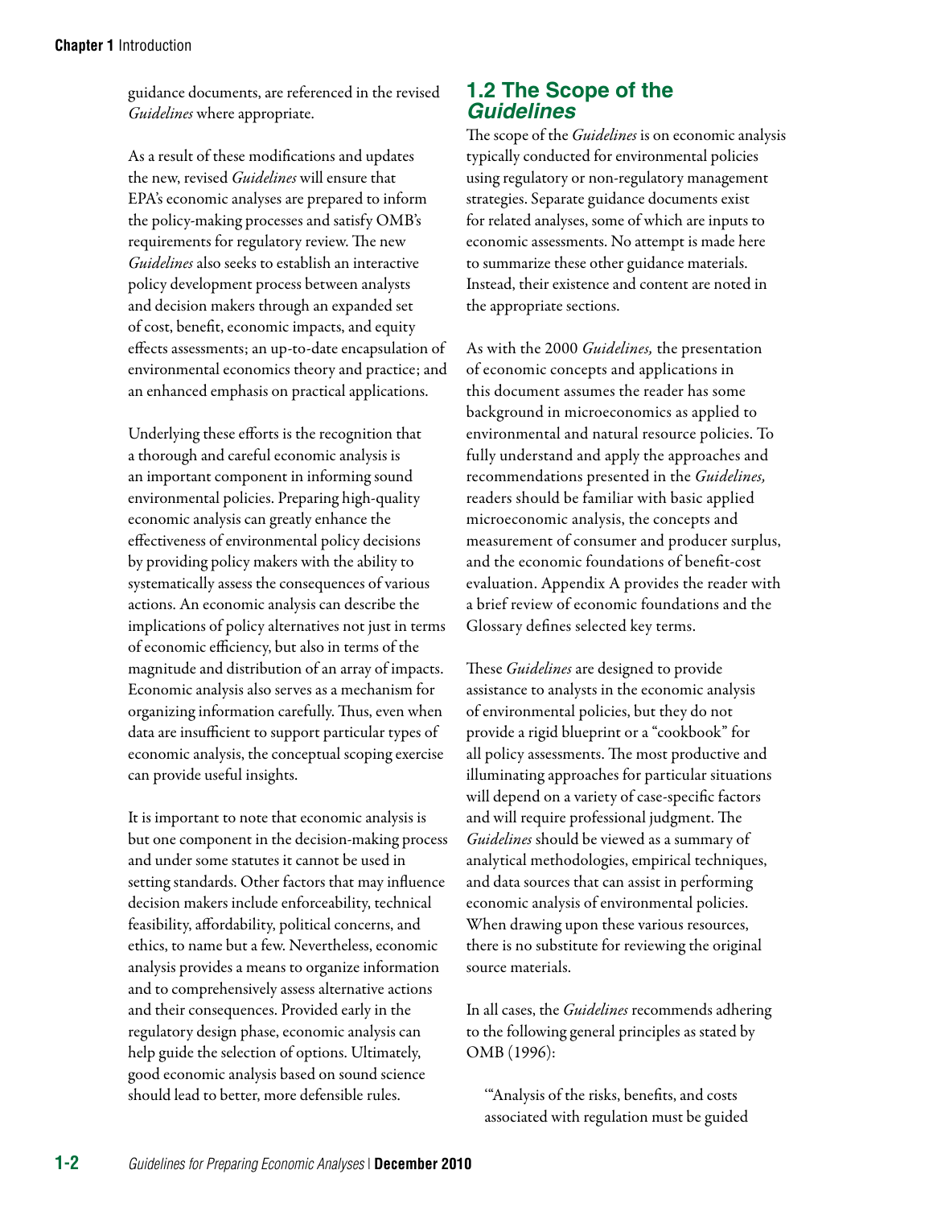guidance documents, are referenced in the revised *Guidelines* where appropriate.

As a result of these modifications and updates the new, revised *Guidelines* will ensure that EPA's economic analyses are prepared to inform the policy-making processes and satisfy OMB's requirements for regulatory review. The new *Guidelines* also seeks to establish an interactive policy development process between analysts and decision makers through an expanded set of cost, benefit, economic impacts, and equity effects assessments; an up-to-date encapsulation of environmental economics theory and practice; and an enhanced emphasis on practical applications.

Underlying these efforts is the recognition that a thorough and careful economic analysis is an important component in informing sound environmental policies. Preparing high-quality economic analysis can greatly enhance the effectiveness of environmental policy decisions by providing policy makers with the ability to systematically assess the consequences of various actions. An economic analysis can describe the implications of policy alternatives not just in terms of economic efficiency, but also in terms of the magnitude and distribution of an array of impacts. Economic analysis also serves as a mechanism for organizing information carefully. Thus, even when data are insufficient to support particular types of economic analysis, the conceptual scoping exercise can provide useful insights.

It is important to note that economic analysis is but one component in the decision-making process and under some statutes it cannot be used in setting standards. Other factors that may influence decision makers include enforceability, technical feasibility, affordability, political concerns, and ethics, to name but a few. Nevertheless, economic analysis provides a means to organize information and to comprehensively assess alternative actions and their consequences. Provided early in the regulatory design phase, economic analysis can help guide the selection of options. Ultimately, good economic analysis based on sound science should lead to better, more defensible rules.

## 1.2 The Scope of the *Guidelines*

The scope of the *Guidelines* is on economic analysis typically conducted for environmental policies using regulatory or non-regulatory management strategies. Separate guidance documents exist for related analyses, some of which are inputs to economic assessments. No attempt is made here to summarize these other guidance materials. Instead, their existence and content are noted in the appropriate sections.

As with the 2000 *Guidelines,* the presentation of economic concepts and applications in this document assumes the reader has some background in microeconomics as applied to environmental and natural resource policies. To fully understand and apply the approaches and recommendations presented in the *Guidelines,* readers should be familiar with basic applied microeconomic analysis, the concepts and measurement of consumer and producer surplus, and the economic foundations of benefit-cost evaluation. Appendix A provides the reader with a brief review of economic foundations and the Glossary defines selected key terms.

These *Guidelines* are designed to provide assistance to analysts in the economic analysis of environmental policies, but they do not provide a rigid blueprint or a "cookbook" for all policy assessments. The most productive and illuminating approaches for particular situations will depend on a variety of case-specific factors and will require professional judgment. The *Guidelines* should be viewed as a summary of analytical methodologies, empirical techniques, and data sources that can assist in performing economic analysis of environmental policies. When drawing upon these various resources, there is no substitute for reviewing the original source materials.

In all cases, the *Guidelines* recommends adhering to the following general principles as stated by OMB (1996):

> "'Analysis of the risks, benefits, and costs associated with regulation must be guided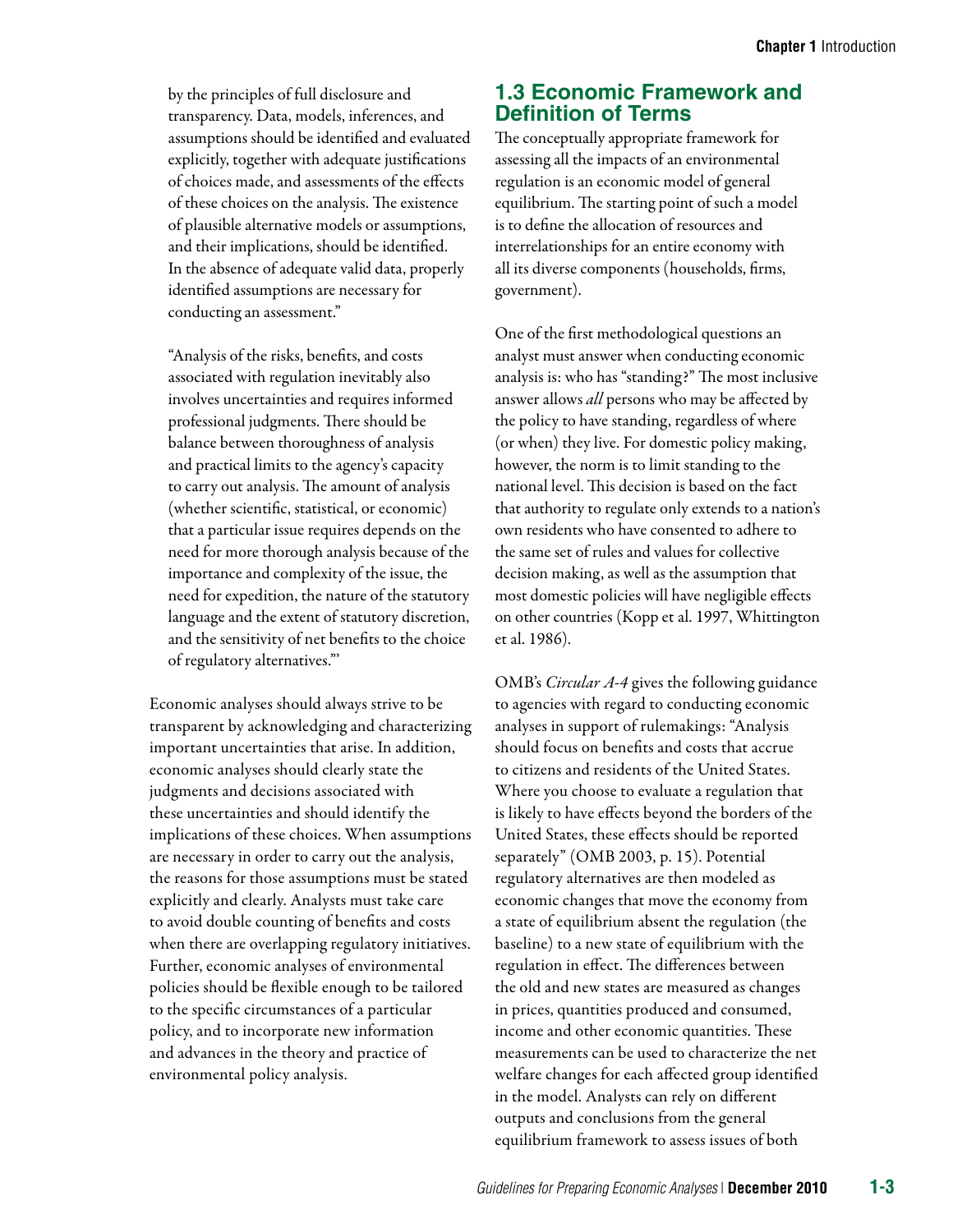by the principles of full disclosure and transparency. Data, models, inferences, and assumptions should be identified and evaluated explicitly, together with adequate justifications of choices made, and assessments of the effects of these choices on the analysis. The existence of plausible alternative models or assumptions, and their implications, should be identified. In the absence of adequate valid data, properly identified assumptions are necessary for conducting an assessment."

"Analysis of the risks, benefits, and costs associated with regulation inevitably also involves uncertainties and requires informed professional judgments. There should be balance between thoroughness of analysis and practical limits to the agency's capacity to carry out analysis. The amount of analysis (whether scientific, statistical, or economic) that a particular issue requires depends on the need for more thorough analysis because of the importance and complexity of the issue, the need for expedition, the nature of the statutory language and the extent of statutory discretion, and the sensitivity of net benefits to the choice of regulatory alternatives."'

Economic analyses should always strive to be transparent by acknowledging and characterizing important uncertainties that arise. In addition, economic analyses should clearly state the judgments and decisions associated with these uncertainties and should identify the implications of these choices. When assumptions are necessary in order to carry out the analysis, the reasons for those assumptions must be stated explicitly and clearly. Analysts must take care to avoid double counting of benefits and costs when there are overlapping regulatory initiatives. Further, economic analyses of environmental policies should be flexible enough to be tailored to the specific circumstances of a particular policy, and to incorporate new information and advances in the theory and practice of environmental policy analysis.

## 1.3 Economic Framework and Definition of Terms

The conceptually appropriate framework for assessing all the impacts of an environmental regulation is an economic model of general equilibrium. The starting point of such a model is to define the allocation of resources and interrelationships for an entire economy with all its diverse components (households, firms, government).

One of the first methodological questions an analyst must answer when conducting economic analysis is: who has "standing?" The most inclusive answer allows *all* persons who may be affected by the policy to have standing, regardless of where (or when) they live. For domestic policy making, however, the norm is to limit standing to the national level. This decision is based on the fact that authority to regulate only extends to a nation's own residents who have consented to adhere to the same set of rules and values for collective decision making, as well as the assumption that most domestic policies will have negligible effects on other countries (Kopp et al. 1997, Whittington et al. 1986).

OMB's *Circular A-4* gives the following guidance to agencies with regard to conducting economic analyses in support of rulemakings: "Analysis should focus on benefits and costs that accrue to citizens and residents of the United States. Where you choose to evaluate a regulation that is likely to have effects beyond the borders of the United States, these effects should be reported separately" (OMB 2003, p. 15). Potential regulatory alternatives are then modeled as economic changes that move the economy from a state of equilibrium absent the regulation (the baseline) to a new state of equilibrium with the regulation in effect. The differences between the old and new states are measured as changes in prices, quantities produced and consumed, income and other economic quantities. These measurements can be used to characterize the net welfare changes for each affected group identified in the model. Analysts can rely on different outputs and conclusions from the general equilibrium framework to assess issues of both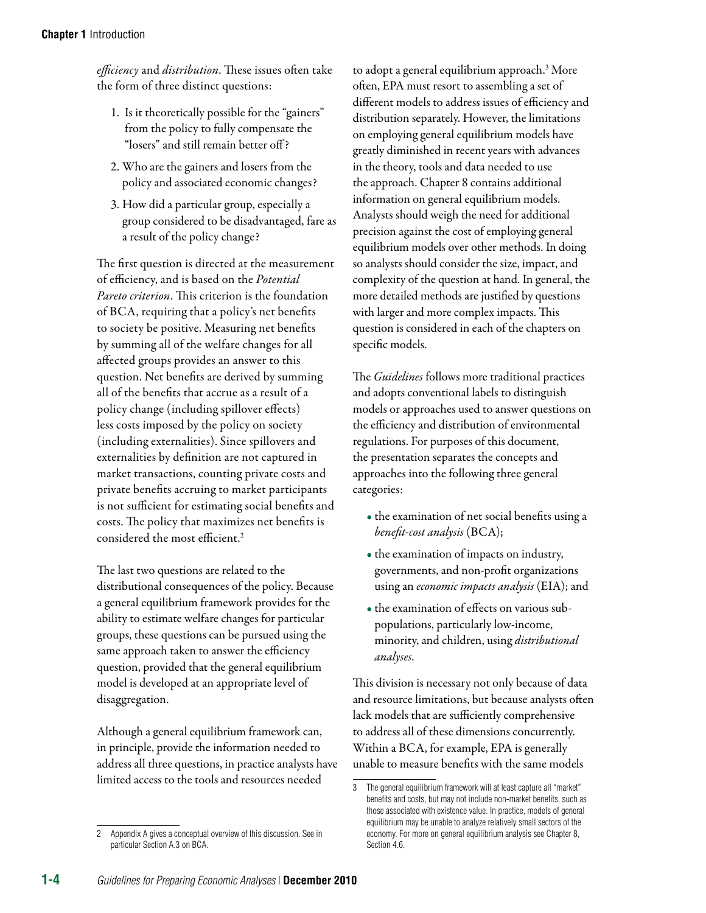*efficiency* and *distribution*. These issues often take the form of three distinct questions:

1. Is it theoretically possible for the "gainers" from the policy to fully compensate the "losers" and still remain better off?
2. Who are the gainers and losers from the policy and associated economic changes?
3. How did a particular group, especially a group considered to be disadvantaged, fare as a result of the policy change?

The first question is directed at the measurement of efficiency, and is based on the *Potential Pareto criterion*. This criterion is the foundation of BCA, requiring that a policy's net benefits to society be positive. Measuring net benefits by summing all of the welfare changes for all affected groups provides an answer to this question. Net benefits are derived by summing all of the benefits that accrue as a result of a policy change (including spillover effects) less costs imposed by the policy on society (including externalities). Since spillovers and externalities by definition are not captured in market transactions, counting private costs and private benefits accruing to market participants is not sufficient for estimating social benefits and costs. The policy that maximizes net benefits is considered the most efficient.[2]

The last two questions are related to the distributional consequences of the policy. Because a general equilibrium framework provides for the ability to estimate welfare changes for particular groups, these questions can be pursued using the same approach taken to answer the efficiency question, provided that the general equilibrium model is developed at an appropriate level of disaggregation.

Although a general equilibrium framework can, in principle, provide the information needed to address all three questions, in practice analysts have limited access to the tools and resources needed to adopt a general equilibrium approach.[3] More often, EPA must resort to assembling a set of different models to address issues of efficiency and distribution separately. However, the limitations on employing general equilibrium models have greatly diminished in recent years with advances in the theory, tools and data needed to use the approach. Chapter 8 contains additional information on general equilibrium models. Analysts should weigh the need for additional precision against the cost of employing general equilibrium models over other methods. In doing so analysts should consider the size, impact, and complexity of the question at hand. In general, the more detailed methods are justified by questions with larger and more complex impacts. This question is considered in each of the chapters on specific models.

The *Guidelines* follows more traditional practices and adopts conventional labels to distinguish models or approaches used to answer questions on the efficiency and distribution of environmental regulations. For purposes of this document, the presentation separates the concepts and approaches into the following three general categories:

- the examination of net social benefits using a *benefit-cost analysis* (BCA);
- the examination of impacts on industry, governments, and non-profit organizations using an *economic impacts analysis* (EIA); and
- the examination of effects on various sub-populations, particularly low-income, minority, and children, using *distributional analyses*.

This division is necessary not only because of data and resource limitations, but because analysts often lack models that are sufficiently comprehensive to address all of these dimensions concurrently. Within a BCA, for example, EPA is generally unable to measure benefits with the same models

---

2 Appendix A gives a conceptual overview of this discussion. See in particular Section A.3 on BCA.

3 The general equilibrium framework will at least capture all "market" benefits and costs, but may not include non-market benefits, such as those associated with existence value. In practice, models of general equilibrium may be unable to analyze relatively small sectors of the economy. For more on general equilibrium analysis see Chapter 8, Section 4.6.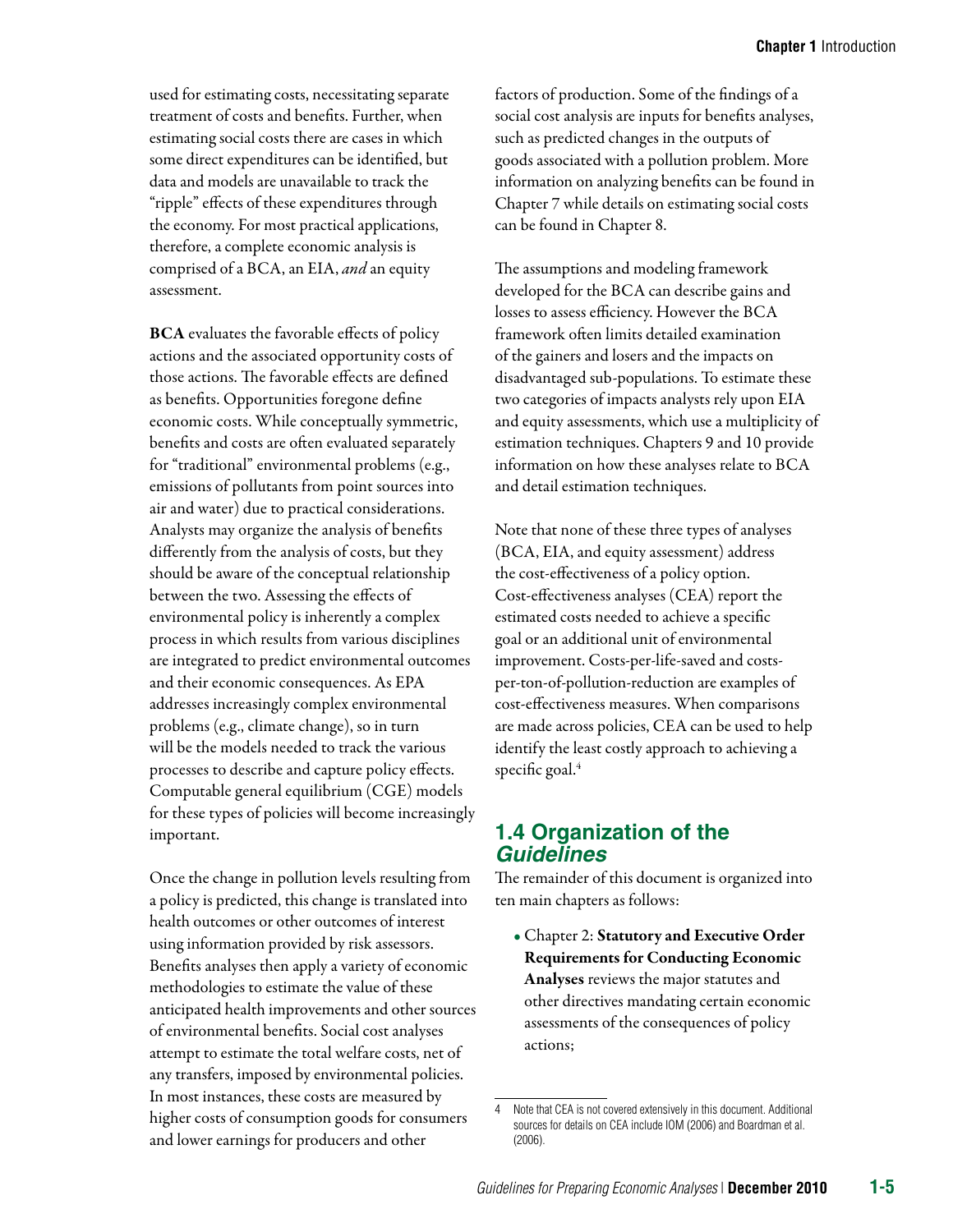used for estimating costs, necessitating separate treatment of costs and benefits. Further, when estimating social costs there are cases in which some direct expenditures can be identified, but data and models are unavailable to track the "ripple" effects of these expenditures through the economy. For most practical applications, therefore, a complete economic analysis is comprised of a BCA, an EIA, *and* an equity assessment.

**BCA** evaluates the favorable effects of policy actions and the associated opportunity costs of those actions. The favorable effects are defined as benefits. Opportunities foregone define economic costs. While conceptually symmetric, benefits and costs are often evaluated separately for "traditional" environmental problems (e.g., emissions of pollutants from point sources into air and water) due to practical considerations. Analysts may organize the analysis of benefits differently from the analysis of costs, but they should be aware of the conceptual relationship between the two. Assessing the effects of environmental policy is inherently a complex process in which results from various disciplines are integrated to predict environmental outcomes and their economic consequences. As EPA addresses increasingly complex environmental problems (e.g., climate change), so in turn will be the models needed to track the various processes to describe and capture policy effects. Computable general equilibrium (CGE) models for these types of policies will become increasingly important.

Once the change in pollution levels resulting from a policy is predicted, this change is translated into health outcomes or other outcomes of interest using information provided by risk assessors. Benefits analyses then apply a variety of economic methodologies to estimate the value of these anticipated health improvements and other sources of environmental benefits. Social cost analyses attempt to estimate the total welfare costs, net of any transfers, imposed by environmental policies. In most instances, these costs are measured by higher costs of consumption goods for consumers and lower earnings for producers and other factors of production. Some of the findings of a social cost analysis are inputs for benefits analyses, such as predicted changes in the outputs of goods associated with a pollution problem. More information on analyzing benefits can be found in Chapter 7 while details on estimating social costs can be found in Chapter 8.

The assumptions and modeling framework developed for the BCA can describe gains and losses to assess efficiency. However the BCA framework often limits detailed examination of the gainers and losers and the impacts on disadvantaged sub-populations. To estimate these two categories of impacts analysts rely upon EIA and equity assessments, which use a multiplicity of estimation techniques. Chapters 9 and 10 provide information on how these analyses relate to BCA and detail estimation techniques.

Note that none of these three types of analyses (BCA, EIA, and equity assessment) address the cost-effectiveness of a policy option. Cost-effectiveness analyses (CEA) report the estimated costs needed to achieve a specific goal or an additional unit of environmental improvement. Costs-per-life-saved and costs-per-ton-of-pollution-reduction are examples of cost-effectiveness measures. When comparisons are made across policies, CEA can be used to help identify the least costly approach to achieving a specific goal.[4]

## 1.4 Organization of the *Guidelines*

The remainder of this document is organized into ten main chapters as follows:

- Chapter 2: **Statutory and Executive Order Requirements for Conducting Economic Analyses** reviews the major statutes and other directives mandating certain economic assessments of the consequences of policy actions;

---

4 Note that CEA is not covered extensively in this document. Additional sources for details on CEA include IOM (2006) and Boardman et al. (2006).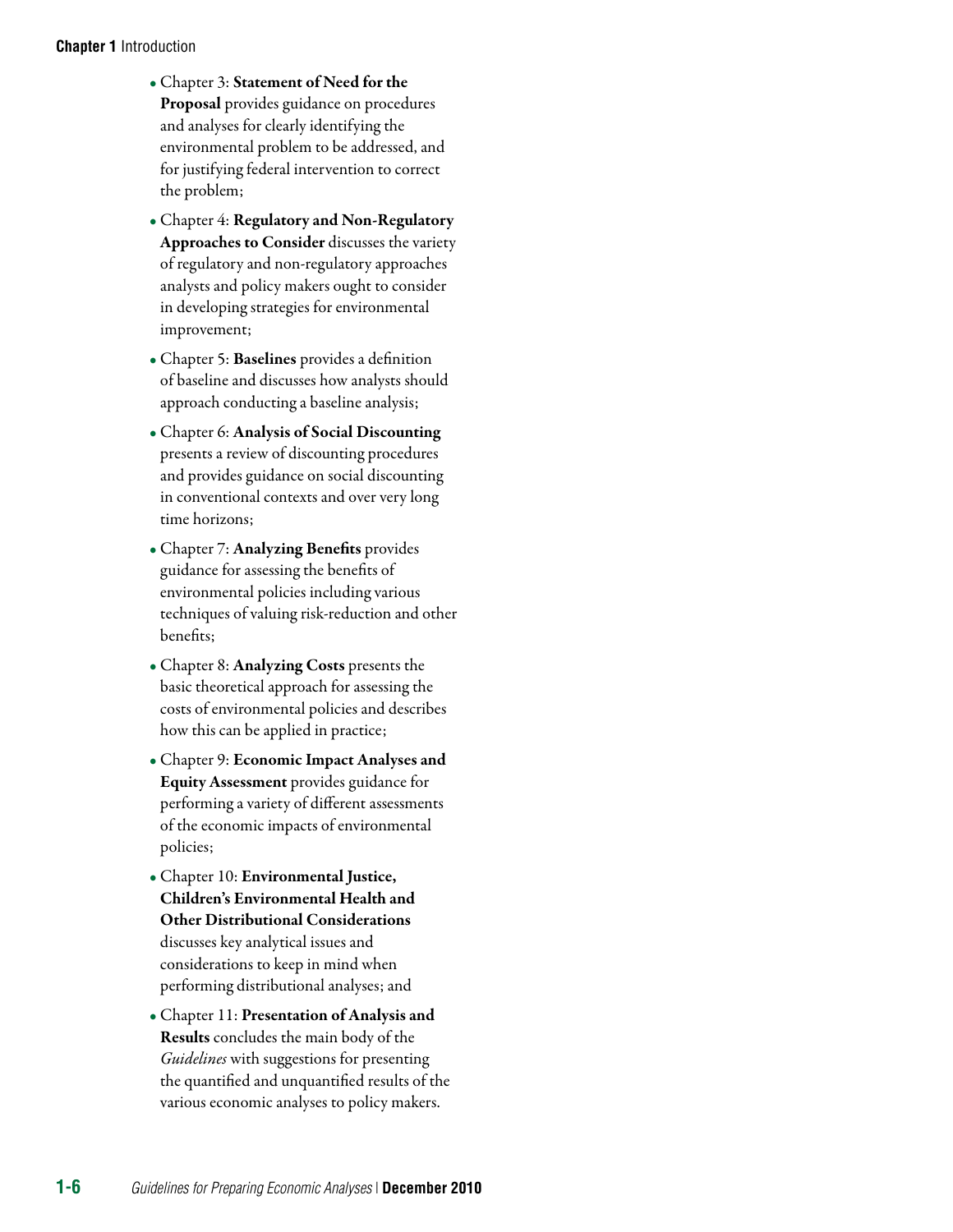- Chapter 3: **Statement of Need for the Proposal** provides guidance on procedures and analyses for clearly identifying the environmental problem to be addressed, and for justifying federal intervention to correct the problem;
- Chapter 4: **Regulatory and Non-Regulatory Approaches to Consider** discusses the variety of regulatory and non-regulatory approaches analysts and policy makers ought to consider in developing strategies for environmental improvement;
- Chapter 5: **Baselines** provides a definition of baseline and discusses how analysts should approach conducting a baseline analysis;
- Chapter 6: **Analysis of Social Discounting** presents a review of discounting procedures and provides guidance on social discounting in conventional contexts and over very long time horizons;
- Chapter 7: **Analyzing Benefits** provides guidance for assessing the benefits of environmental policies including various techniques of valuing risk-reduction and other benefits;
- Chapter 8: **Analyzing Costs** presents the basic theoretical approach for assessing the costs of environmental policies and describes how this can be applied in practice;
- Chapter 9: **Economic Impact Analyses and Equity Assessment** provides guidance for performing a variety of different assessments of the economic impacts of environmental policies;
- Chapter 10: **Environmental Justice, Children's Environmental Health and Other Distributional Considerations** discusses key analytical issues and considerations to keep in mind when performing distributional analyses; and
- Chapter 11: **Presentation of Analysis and Results** concludes the main body of the *Guidelines* with suggestions for presenting the quantified and unquantified results of the various economic analyses to policy makers.